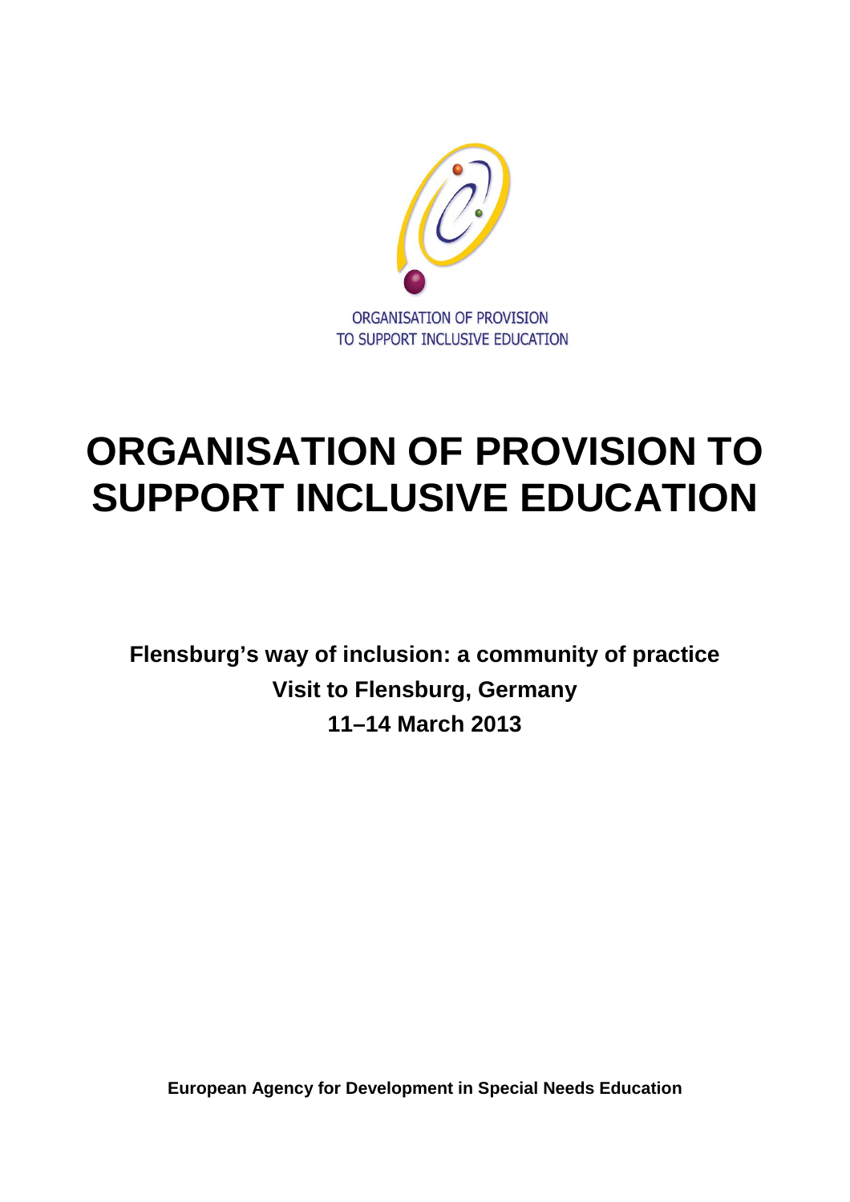ORGANISATION OF PROVISION
TO SUPPORT INCLUSIVE EDUCATION

# ORGANISATION OF PROVISION TO SUPPORT INCLUSIVE EDUCATION

**Flensburg's way of inclusion: a community of practice**

**Visit to Flensburg, Germany**

**11–14 March 2013**

**European Agency for Development in Special Needs Education**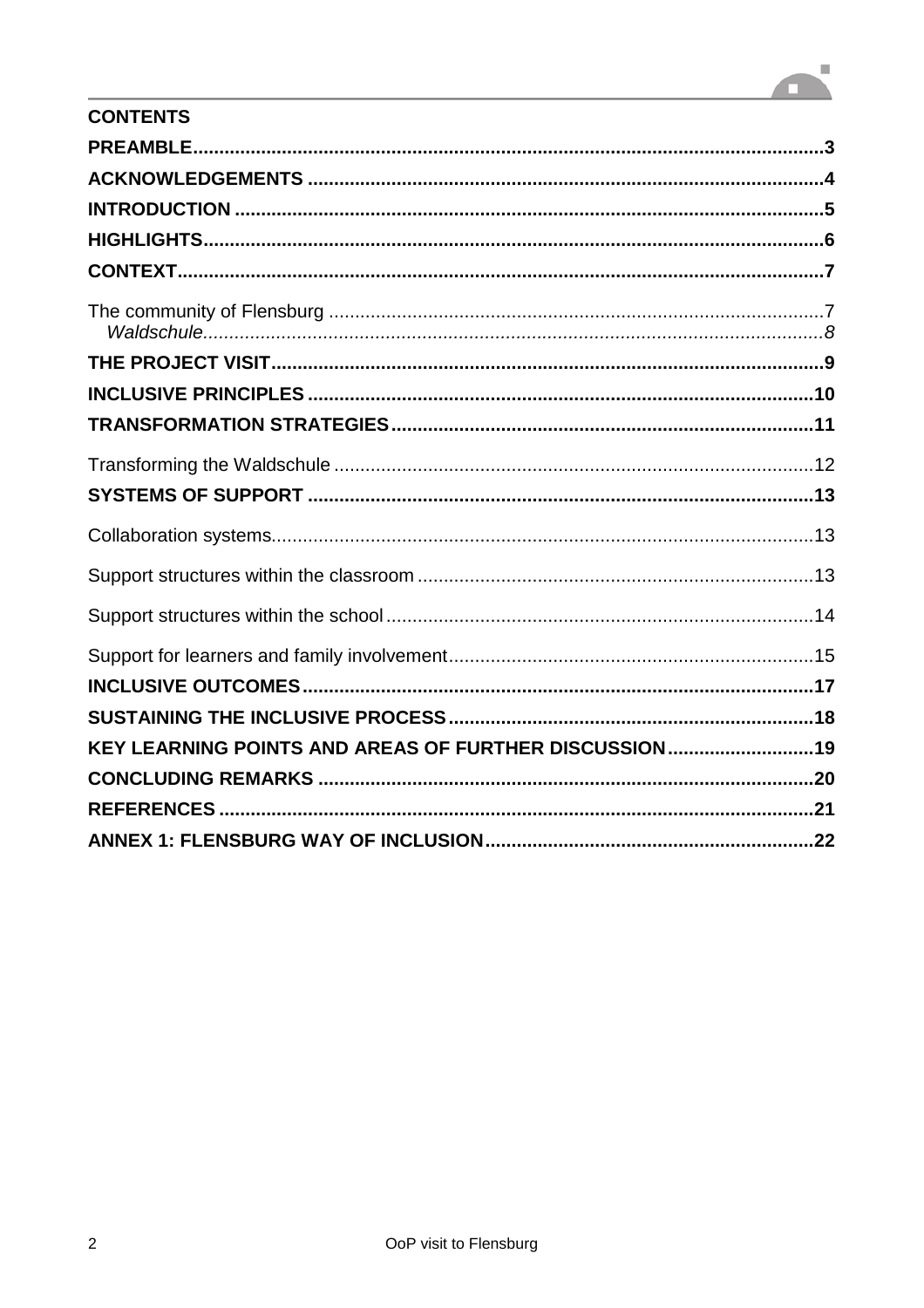## CONTENTS

**PREAMBLE** ..... **3**

**ACKNOWLEDGEMENTS** ..... **4**

**INTRODUCTION** ..... **5**

**HIGHLIGHTS** ..... **6**

**CONTEXT** ..... **7**

The community of Flensburg ..... 7

*Waldschule* ..... *8*

**THE PROJECT VISIT** ..... **9**

**INCLUSIVE PRINCIPLES** ..... **10**

**TRANSFORMATION STRATEGIES** ..... **11**

Transforming the Waldschule ..... 12

**SYSTEMS OF SUPPORT** ..... **13**

Collaboration systems ..... 13

Support structures within the classroom ..... 13

Support structures within the school ..... 14

Support for learners and family involvement ..... 15

**INCLUSIVE OUTCOMES** ..... **17**

**SUSTAINING THE INCLUSIVE PROCESS** ..... **18**

**KEY LEARNING POINTS AND AREAS OF FURTHER DISCUSSION** ..... **19**

**CONCLUDING REMARKS** ..... **20**

**REFERENCES** ..... **21**

**ANNEX 1: FLENSBURG WAY OF INCLUSION** ..... **22**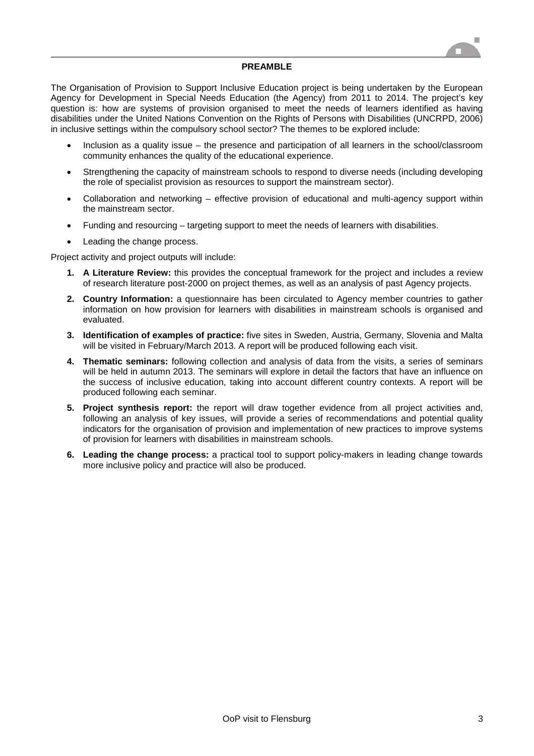## PREAMBLE

The Organisation of Provision to Support Inclusive Education project is being undertaken by the European Agency for Development in Special Needs Education (the Agency) from 2011 to 2014. The project's key question is: how are systems of provision organised to meet the needs of learners identified as having disabilities under the United Nations Convention on the Rights of Persons with Disabilities (UNCRPD, 2006) in inclusive settings within the compulsory school sector? The themes to be explored include:

- Inclusion as a quality issue – the presence and participation of all learners in the school/classroom community enhances the quality of the educational experience.
- Strengthening the capacity of mainstream schools to respond to diverse needs (including developing the role of specialist provision as resources to support the mainstream sector).
- Collaboration and networking – effective provision of educational and multi-agency support within the mainstream sector.
- Funding and resourcing – targeting support to meet the needs of learners with disabilities.
- Leading the change process.

Project activity and project outputs will include:

1. **A Literature Review:** this provides the conceptual framework for the project and includes a review of research literature post-2000 on project themes, as well as an analysis of past Agency projects.
2. **Country Information:** a questionnaire has been circulated to Agency member countries to gather information on how provision for learners with disabilities in mainstream schools is organised and evaluated.
3. **Identification of examples of practice:** five sites in Sweden, Austria, Germany, Slovenia and Malta will be visited in February/March 2013. A report will be produced following each visit.
4. **Thematic seminars:** following collection and analysis of data from the visits, a series of seminars will be held in autumn 2013. The seminars will explore in detail the factors that have an influence on the success of inclusive education, taking into account different country contexts. A report will be produced following each seminar.
5. **Project synthesis report:** the report will draw together evidence from all project activities and, following an analysis of key issues, will provide a series of recommendations and potential quality indicators for the organisation of provision and implementation of new practices to improve systems of provision for learners with disabilities in mainstream schools.
6. **Leading the change process:** a practical tool to support policy-makers in leading change towards more inclusive policy and practice will also be produced.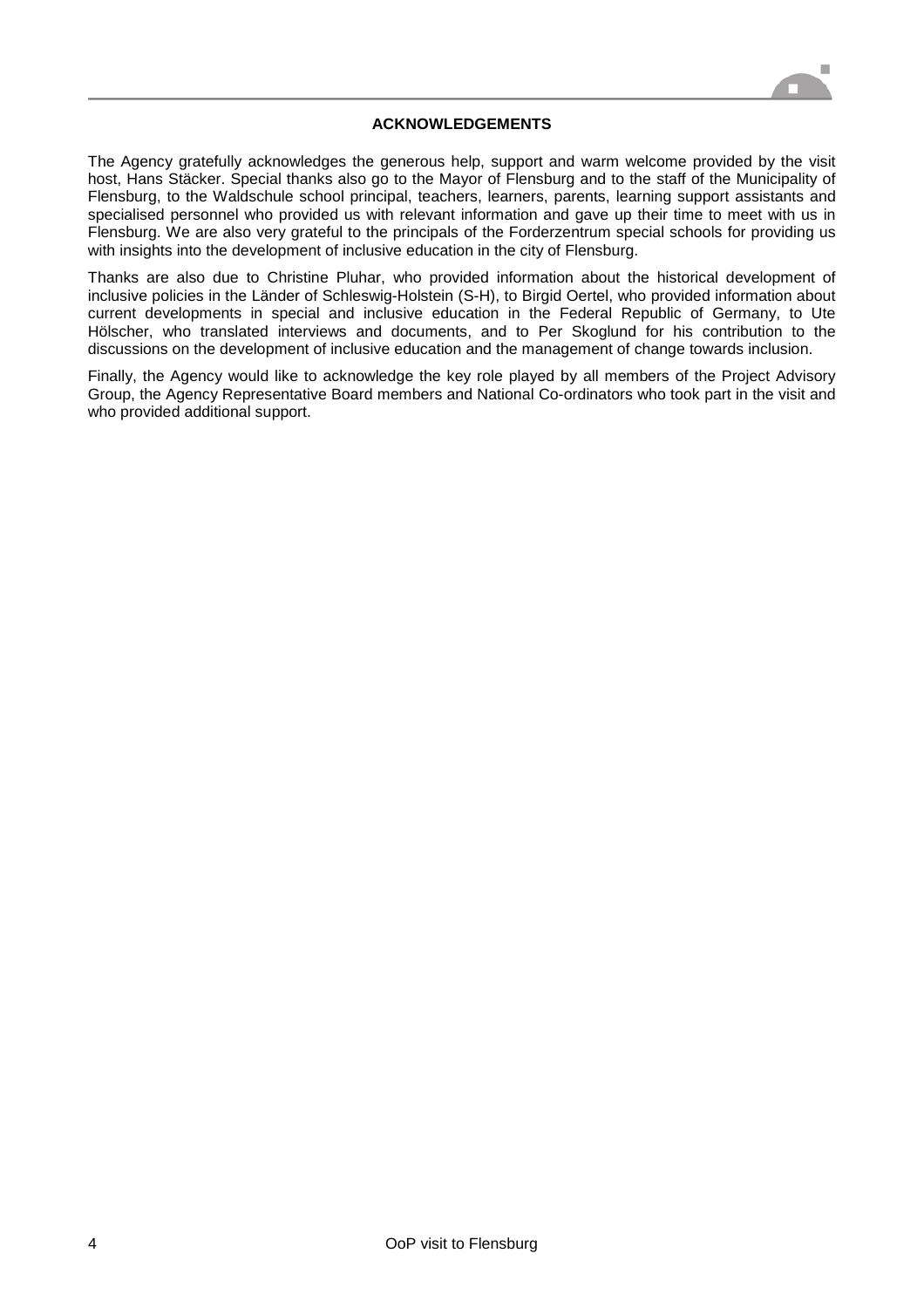## ACKNOWLEDGEMENTS

The Agency gratefully acknowledges the generous help, support and warm welcome provided by the visit host, Hans Stäcker. Special thanks also go to the Mayor of Flensburg and to the staff of the Municipality of Flensburg, to the Waldschule school principal, teachers, learners, parents, learning support assistants and specialised personnel who provided us with relevant information and gave up their time to meet with us in Flensburg. We are also very grateful to the principals of the Forderzentrum special schools for providing us with insights into the development of inclusive education in the city of Flensburg.

Thanks are also due to Christine Pluhar, who provided information about the historical development of inclusive policies in the Länder of Schleswig-Holstein (S-H), to Birgid Oertel, who provided information about current developments in special and inclusive education in the Federal Republic of Germany, to Ute Hölscher, who translated interviews and documents, and to Per Skoglund for his contribution to the discussions on the development of inclusive education and the management of change towards inclusion.

Finally, the Agency would like to acknowledge the key role played by all members of the Project Advisory Group, the Agency Representative Board members and National Co-ordinators who took part in the visit and who provided additional support.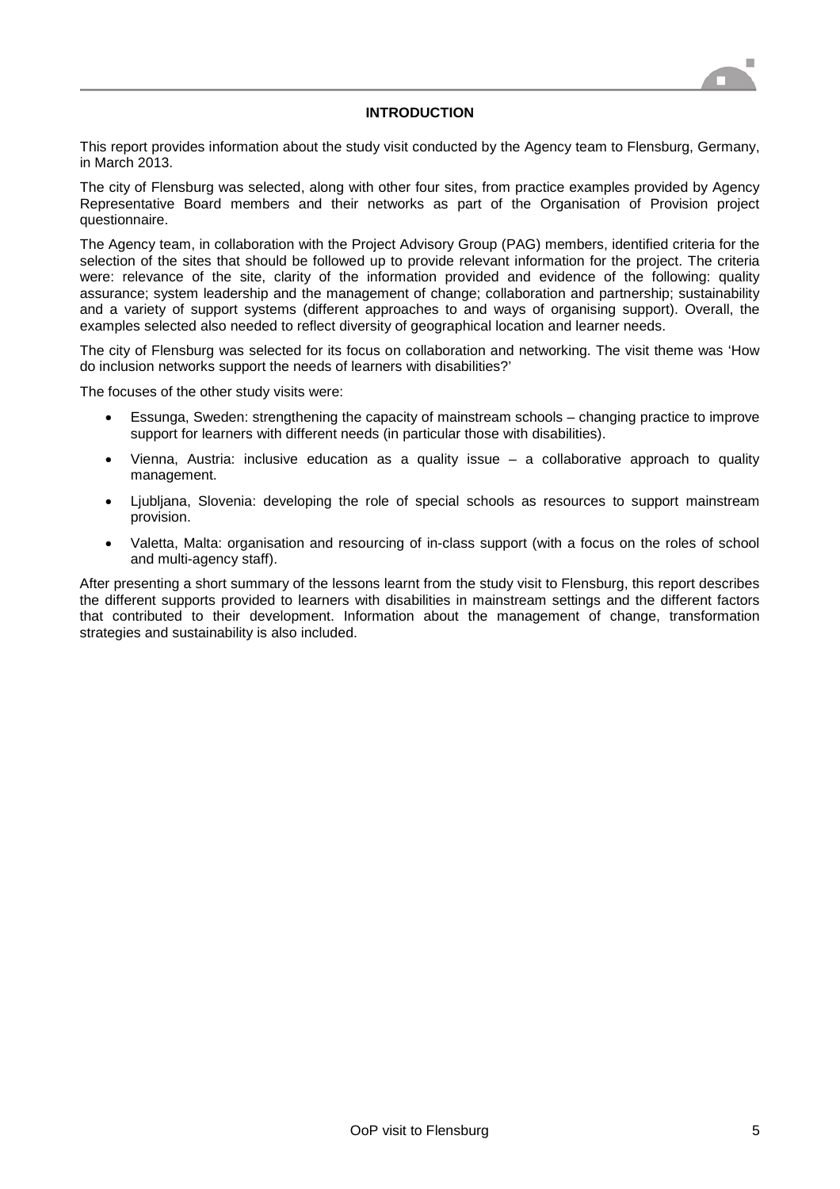# INTRODUCTION

This report provides information about the study visit conducted by the Agency team to Flensburg, Germany, in March 2013.

The city of Flensburg was selected, along with other four sites, from practice examples provided by Agency Representative Board members and their networks as part of the Organisation of Provision project questionnaire.

The Agency team, in collaboration with the Project Advisory Group (PAG) members, identified criteria for the selection of the sites that should be followed up to provide relevant information for the project. The criteria were: relevance of the site, clarity of the information provided and evidence of the following: quality assurance; system leadership and the management of change; collaboration and partnership; sustainability and a variety of support systems (different approaches to and ways of organising support). Overall, the examples selected also needed to reflect diversity of geographical location and learner needs.

The city of Flensburg was selected for its focus on collaboration and networking. The visit theme was 'How do inclusion networks support the needs of learners with disabilities?'

The focuses of the other study visits were:

- Essunga, Sweden: strengthening the capacity of mainstream schools – changing practice to improve support for learners with different needs (in particular those with disabilities).
- Vienna, Austria: inclusive education as a quality issue – a collaborative approach to quality management.
- Ljubljana, Slovenia: developing the role of special schools as resources to support mainstream provision.
- Valetta, Malta: organisation and resourcing of in-class support (with a focus on the roles of school and multi-agency staff).

After presenting a short summary of the lessons learnt from the study visit to Flensburg, this report describes the different supports provided to learners with disabilities in mainstream settings and the different factors that contributed to their development. Information about the management of change, transformation strategies and sustainability is also included.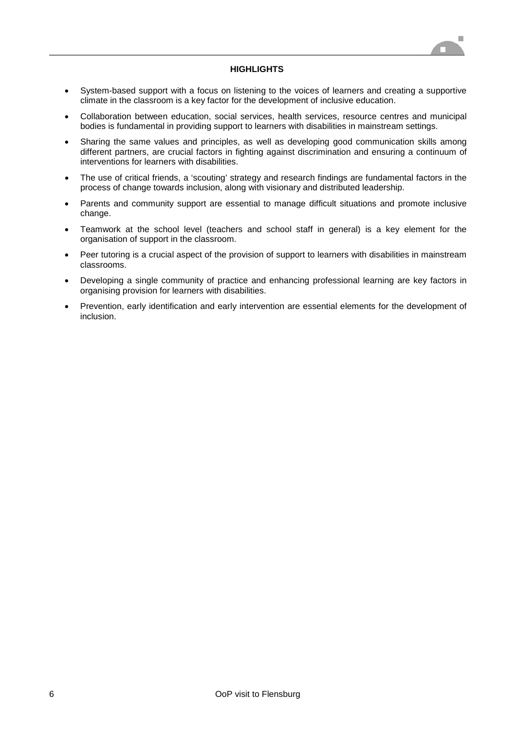**HIGHLIGHTS**

- System-based support with a focus on listening to the voices of learners and creating a supportive climate in the classroom is a key factor for the development of inclusive education.
- Collaboration between education, social services, health services, resource centres and municipal bodies is fundamental in providing support to learners with disabilities in mainstream settings.
- Sharing the same values and principles, as well as developing good communication skills among different partners, are crucial factors in fighting against discrimination and ensuring a continuum of interventions for learners with disabilities.
- The use of critical friends, a 'scouting' strategy and research findings are fundamental factors in the process of change towards inclusion, along with visionary and distributed leadership.
- Parents and community support are essential to manage difficult situations and promote inclusive change.
- Teamwork at the school level (teachers and school staff in general) is a key element for the organisation of support in the classroom.
- Peer tutoring is a crucial aspect of the provision of support to learners with disabilities in mainstream classrooms.
- Developing a single community of practice and enhancing professional learning are key factors in organising provision for learners with disabilities.
- Prevention, early identification and early intervention are essential elements for the development of inclusion.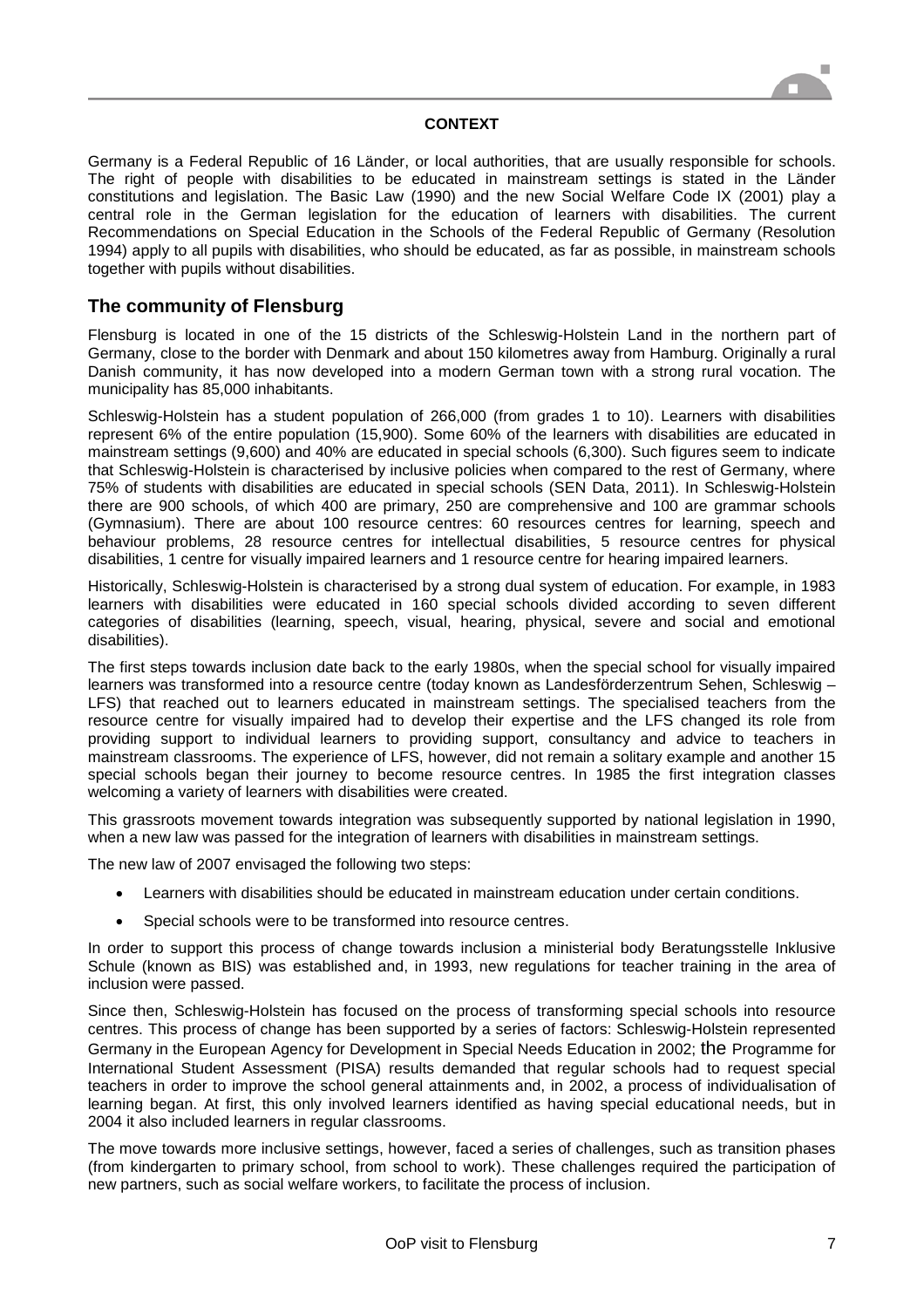**CONTEXT**

Germany is a Federal Republic of 16 Länder, or local authorities, that are usually responsible for schools. The right of people with disabilities to be educated in mainstream settings is stated in the Länder constitutions and legislation. The Basic Law (1990) and the new Social Welfare Code IX (2001) play a central role in the German legislation for the education of learners with disabilities. The current Recommendations on Special Education in the Schools of the Federal Republic of Germany (Resolution 1994) apply to all pupils with disabilities, who should be educated, as far as possible, in mainstream schools together with pupils without disabilities.

## The community of Flensburg

Flensburg is located in one of the 15 districts of the Schleswig-Holstein Land in the northern part of Germany, close to the border with Denmark and about 150 kilometres away from Hamburg. Originally a rural Danish community, it has now developed into a modern German town with a strong rural vocation. The municipality has 85,000 inhabitants.

Schleswig-Holstein has a student population of 266,000 (from grades 1 to 10). Learners with disabilities represent 6% of the entire population (15,900). Some 60% of the learners with disabilities are educated in mainstream settings (9,600) and 40% are educated in special schools (6,300). Such figures seem to indicate that Schleswig-Holstein is characterised by inclusive policies when compared to the rest of Germany, where 75% of students with disabilities are educated in special schools (SEN Data, 2011). In Schleswig-Holstein there are 900 schools, of which 400 are primary, 250 are comprehensive and 100 are grammar schools (Gymnasium). There are about 100 resource centres: 60 resources centres for learning, speech and behaviour problems, 28 resource centres for intellectual disabilities, 5 resource centres for physical disabilities, 1 centre for visually impaired learners and 1 resource centre for hearing impaired learners.

Historically, Schleswig-Holstein is characterised by a strong dual system of education. For example, in 1983 learners with disabilities were educated in 160 special schools divided according to seven different categories of disabilities (learning, speech, visual, hearing, physical, severe and social and emotional disabilities).

The first steps towards inclusion date back to the early 1980s, when the special school for visually impaired learners was transformed into a resource centre (today known as Landesförderzentrum Sehen, Schleswig – LFS) that reached out to learners educated in mainstream settings. The specialised teachers from the resource centre for visually impaired had to develop their expertise and the LFS changed its role from providing support to individual learners to providing support, consultancy and advice to teachers in mainstream classrooms. The experience of LFS, however, did not remain a solitary example and another 15 special schools began their journey to become resource centres. In 1985 the first integration classes welcoming a variety of learners with disabilities were created.

This grassroots movement towards integration was subsequently supported by national legislation in 1990, when a new law was passed for the integration of learners with disabilities in mainstream settings.

The new law of 2007 envisaged the following two steps:

- Learners with disabilities should be educated in mainstream education under certain conditions.
- Special schools were to be transformed into resource centres.

In order to support this process of change towards inclusion a ministerial body Beratungsstelle Inklusive Schule (known as BIS) was established and, in 1993, new regulations for teacher training in the area of inclusion were passed.

Since then, Schleswig-Holstein has focused on the process of transforming special schools into resource centres. This process of change has been supported by a series of factors: Schleswig-Holstein represented Germany in the European Agency for Development in Special Needs Education in 2002; the Programme for International Student Assessment (PISA) results demanded that regular schools had to request special teachers in order to improve the school general attainments and, in 2002, a process of individualisation of learning began. At first, this only involved learners identified as having special educational needs, but in 2004 it also included learners in regular classrooms.

The move towards more inclusive settings, however, faced a series of challenges, such as transition phases (from kindergarten to primary school, from school to work). These challenges required the participation of new partners, such as social welfare workers, to facilitate the process of inclusion.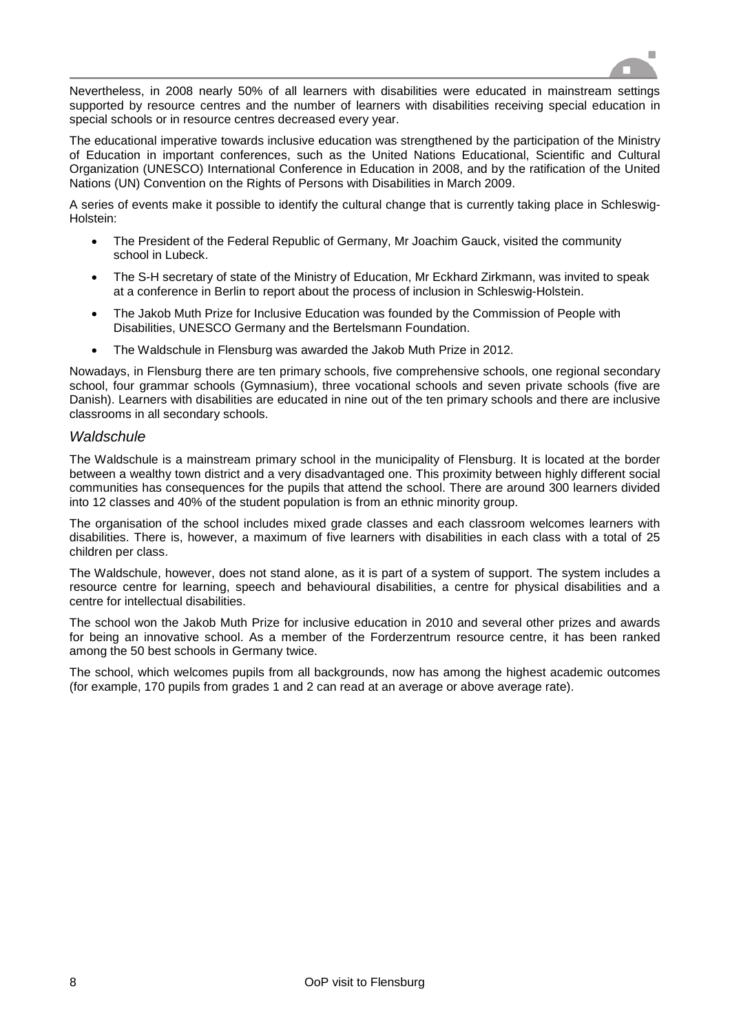Nevertheless, in 2008 nearly 50% of all learners with disabilities were educated in mainstream settings supported by resource centres and the number of learners with disabilities receiving special education in special schools or in resource centres decreased every year.

The educational imperative towards inclusive education was strengthened by the participation of the Ministry of Education in important conferences, such as the United Nations Educational, Scientific and Cultural Organization (UNESCO) International Conference in Education in 2008, and by the ratification of the United Nations (UN) Convention on the Rights of Persons with Disabilities in March 2009.

A series of events make it possible to identify the cultural change that is currently taking place in Schleswig-Holstein:

- The President of the Federal Republic of Germany, Mr Joachim Gauck, visited the community school in Lubeck.
- The S-H secretary of state of the Ministry of Education, Mr Eckhard Zirkmann, was invited to speak at a conference in Berlin to report about the process of inclusion in Schleswig-Holstein.
- The Jakob Muth Prize for Inclusive Education was founded by the Commission of People with Disabilities, UNESCO Germany and the Bertelsmann Foundation.
- The Waldschule in Flensburg was awarded the Jakob Muth Prize in 2012.

Nowadays, in Flensburg there are ten primary schools, five comprehensive schools, one regional secondary school, four grammar schools (Gymnasium), three vocational schools and seven private schools (five are Danish). Learners with disabilities are educated in nine out of the ten primary schools and there are inclusive classrooms in all secondary schools.

### *Waldschule*

The Waldschule is a mainstream primary school in the municipality of Flensburg. It is located at the border between a wealthy town district and a very disadvantaged one. This proximity between highly different social communities has consequences for the pupils that attend the school. There are around 300 learners divided into 12 classes and 40% of the student population is from an ethnic minority group.

The organisation of the school includes mixed grade classes and each classroom welcomes learners with disabilities. There is, however, a maximum of five learners with disabilities in each class with a total of 25 children per class.

The Waldschule, however, does not stand alone, as it is part of a system of support. The system includes a resource centre for learning, speech and behavioural disabilities, a centre for physical disabilities and a centre for intellectual disabilities.

The school won the Jakob Muth Prize for inclusive education in 2010 and several other prizes and awards for being an innovative school. As a member of the Forderzentrum resource centre, it has been ranked among the 50 best schools in Germany twice.

The school, which welcomes pupils from all backgrounds, now has among the highest academic outcomes (for example, 170 pupils from grades 1 and 2 can read at an average or above average rate).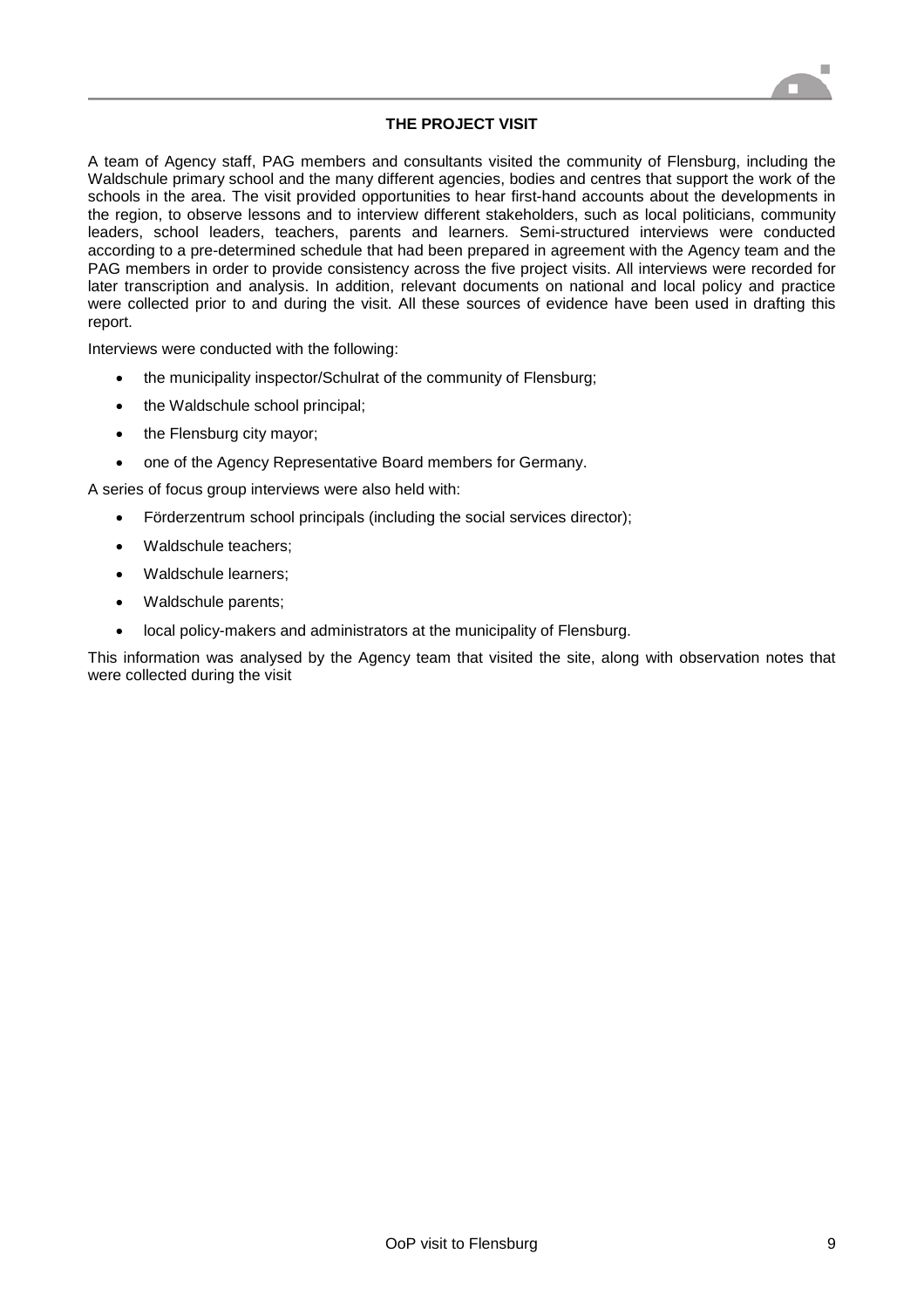## THE PROJECT VISIT

A team of Agency staff, PAG members and consultants visited the community of Flensburg, including the Waldschule primary school and the many different agencies, bodies and centres that support the work of the schools in the area. The visit provided opportunities to hear first-hand accounts about the developments in the region, to observe lessons and to interview different stakeholders, such as local politicians, community leaders, school leaders, teachers, parents and learners. Semi-structured interviews were conducted according to a pre-determined schedule that had been prepared in agreement with the Agency team and the PAG members in order to provide consistency across the five project visits. All interviews were recorded for later transcription and analysis. In addition, relevant documents on national and local policy and practice were collected prior to and during the visit. All these sources of evidence have been used in drafting this report.

Interviews were conducted with the following:

- the municipality inspector/Schulrat of the community of Flensburg;
- the Waldschule school principal;
- the Flensburg city mayor;
- one of the Agency Representative Board members for Germany.

A series of focus group interviews were also held with:

- Förderzentrum school principals (including the social services director);
- Waldschule teachers;
- Waldschule learners;
- Waldschule parents;
- local policy-makers and administrators at the municipality of Flensburg.

This information was analysed by the Agency team that visited the site, along with observation notes that were collected during the visit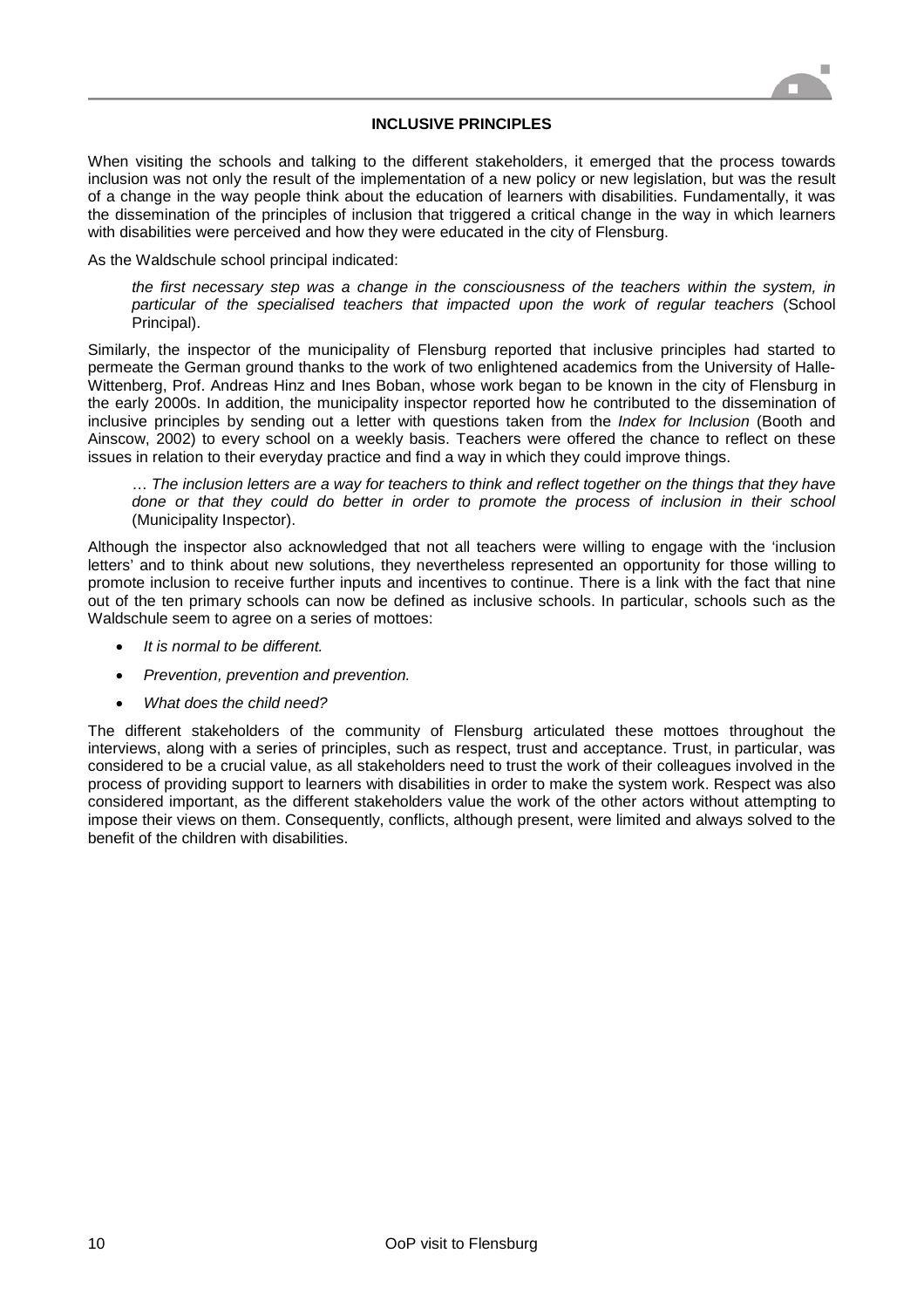## INCLUSIVE PRINCIPLES

When visiting the schools and talking to the different stakeholders, it emerged that the process towards inclusion was not only the result of the implementation of a new policy or new legislation, but was the result of a change in the way people think about the education of learners with disabilities. Fundamentally, it was the dissemination of the principles of inclusion that triggered a critical change in the way in which learners with disabilities were perceived and how they were educated in the city of Flensburg.

As the Waldschule school principal indicated:

> *the first necessary step was a change in the consciousness of the teachers within the system, in particular of the specialised teachers that impacted upon the work of regular teachers* (School Principal).

Similarly, the inspector of the municipality of Flensburg reported that inclusive principles had started to permeate the German ground thanks to the work of two enlightened academics from the University of Halle-Wittenberg, Prof. Andreas Hinz and Ines Boban, whose work began to be known in the city of Flensburg in the early 2000s. In addition, the municipality inspector reported how he contributed to the dissemination of inclusive principles by sending out a letter with questions taken from the *Index for Inclusion* (Booth and Ainscow, 2002) to every school on a weekly basis. Teachers were offered the chance to reflect on these issues in relation to their everyday practice and find a way in which they could improve things.

> *… The inclusion letters are a way for teachers to think and reflect together on the things that they have done or that they could do better in order to promote the process of inclusion in their school* (Municipality Inspector).

Although the inspector also acknowledged that not all teachers were willing to engage with the 'inclusion letters' and to think about new solutions, they nevertheless represented an opportunity for those willing to promote inclusion to receive further inputs and incentives to continue. There is a link with the fact that nine out of the ten primary schools can now be defined as inclusive schools. In particular, schools such as the Waldschule seem to agree on a series of mottoes:

- *It is normal to be different.*
- *Prevention, prevention and prevention.*
- *What does the child need?*

The different stakeholders of the community of Flensburg articulated these mottoes throughout the interviews, along with a series of principles, such as respect, trust and acceptance. Trust, in particular, was considered to be a crucial value, as all stakeholders need to trust the work of their colleagues involved in the process of providing support to learners with disabilities in order to make the system work. Respect was also considered important, as the different stakeholders value the work of the other actors without attempting to impose their views on them. Consequently, conflicts, although present, were limited and always solved to the benefit of the children with disabilities.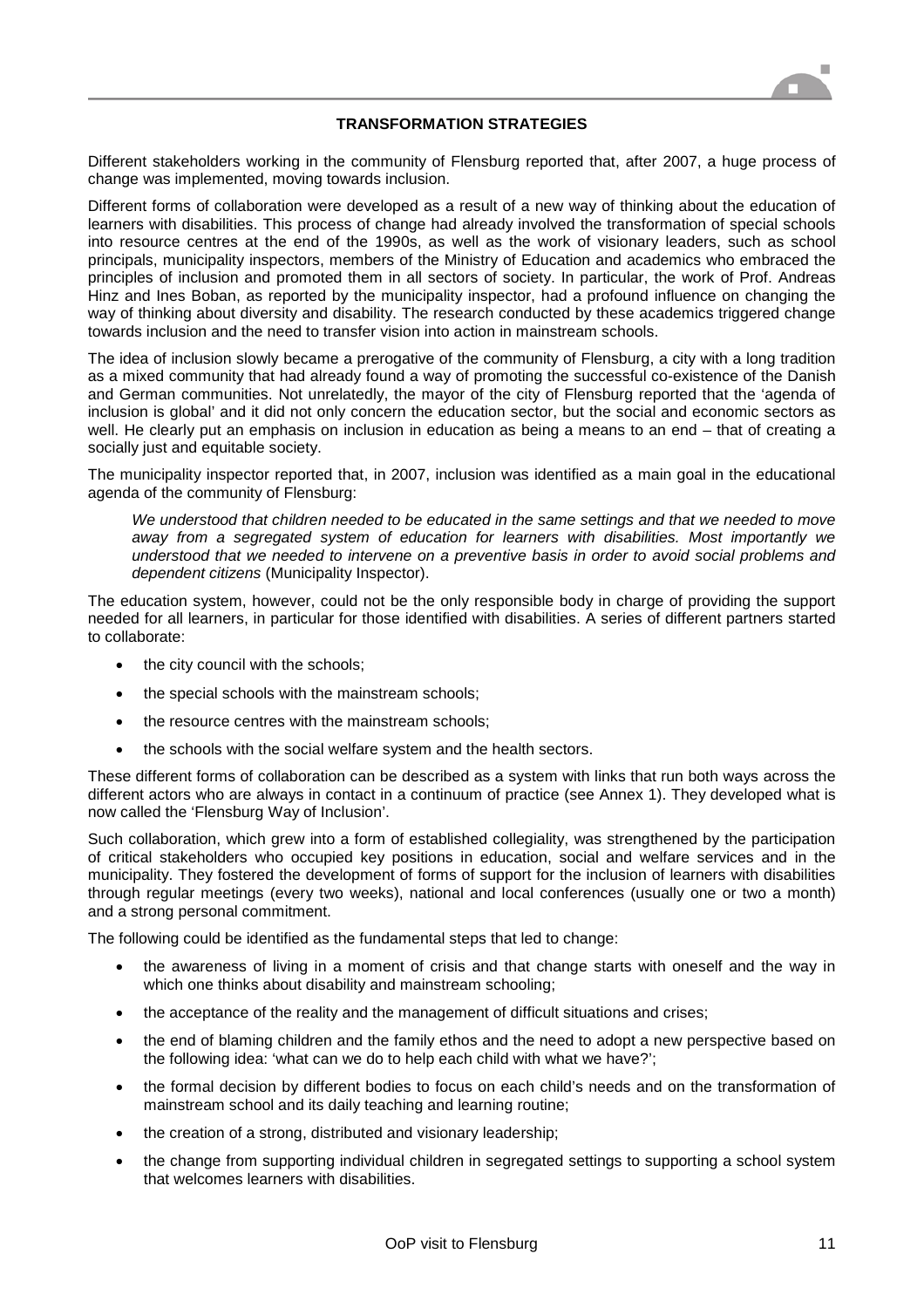## TRANSFORMATION STRATEGIES

Different stakeholders working in the community of Flensburg reported that, after 2007, a huge process of change was implemented, moving towards inclusion.

Different forms of collaboration were developed as a result of a new way of thinking about the education of learners with disabilities. This process of change had already involved the transformation of special schools into resource centres at the end of the 1990s, as well as the work of visionary leaders, such as school principals, municipality inspectors, members of the Ministry of Education and academics who embraced the principles of inclusion and promoted them in all sectors of society. In particular, the work of Prof. Andreas Hinz and Ines Boban, as reported by the municipality inspector, had a profound influence on changing the way of thinking about diversity and disability. The research conducted by these academics triggered change towards inclusion and the need to transfer vision into action in mainstream schools.

The idea of inclusion slowly became a prerogative of the community of Flensburg, a city with a long tradition as a mixed community that had already found a way of promoting the successful co-existence of the Danish and German communities. Not unrelatedly, the mayor of the city of Flensburg reported that the 'agenda of inclusion is global' and it did not only concern the education sector, but the social and economic sectors as well. He clearly put an emphasis on inclusion in education as being a means to an end – that of creating a socially just and equitable society.

The municipality inspector reported that, in 2007, inclusion was identified as a main goal in the educational agenda of the community of Flensburg:

> *We understood that children needed to be educated in the same settings and that we needed to move away from a segregated system of education for learners with disabilities. Most importantly we understood that we needed to intervene on a preventive basis in order to avoid social problems and dependent citizens* (Municipality Inspector).

The education system, however, could not be the only responsible body in charge of providing the support needed for all learners, in particular for those identified with disabilities. A series of different partners started to collaborate:

- the city council with the schools;
- the special schools with the mainstream schools;
- the resource centres with the mainstream schools;
- the schools with the social welfare system and the health sectors.

These different forms of collaboration can be described as a system with links that run both ways across the different actors who are always in contact in a continuum of practice (see Annex 1). They developed what is now called the 'Flensburg Way of Inclusion'.

Such collaboration, which grew into a form of established collegiality, was strengthened by the participation of critical stakeholders who occupied key positions in education, social and welfare services and in the municipality. They fostered the development of forms of support for the inclusion of learners with disabilities through regular meetings (every two weeks), national and local conferences (usually one or two a month) and a strong personal commitment.

The following could be identified as the fundamental steps that led to change:

- the awareness of living in a moment of crisis and that change starts with oneself and the way in which one thinks about disability and mainstream schooling;
- the acceptance of the reality and the management of difficult situations and crises;
- the end of blaming children and the family ethos and the need to adopt a new perspective based on the following idea: 'what can we do to help each child with what we have?';
- the formal decision by different bodies to focus on each child's needs and on the transformation of mainstream school and its daily teaching and learning routine;
- the creation of a strong, distributed and visionary leadership;
- the change from supporting individual children in segregated settings to supporting a school system that welcomes learners with disabilities.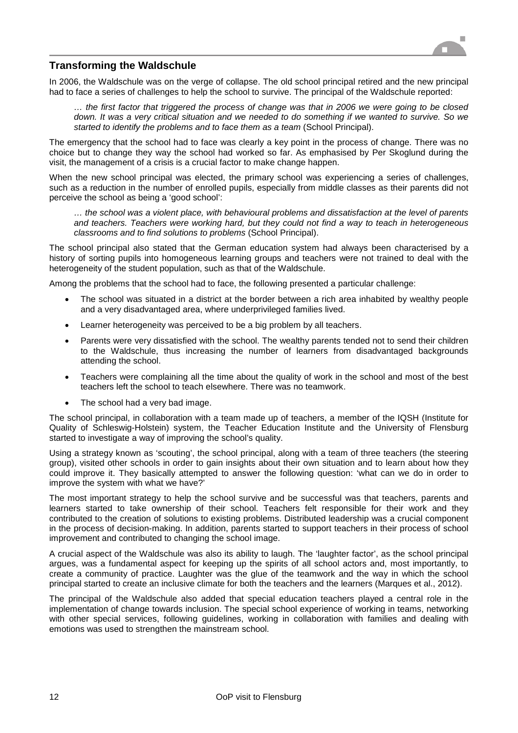## Transforming the Waldschule

In 2006, the Waldschule was on the verge of collapse. The old school principal retired and the new principal had to face a series of challenges to help the school to survive. The principal of the Waldschule reported:

> *… the first factor that triggered the process of change was that in 2006 we were going to be closed down. It was a very critical situation and we needed to do something if we wanted to survive. So we started to identify the problems and to face them as a team* (School Principal).

The emergency that the school had to face was clearly a key point in the process of change. There was no choice but to change they way the school had worked so far. As emphasised by Per Skoglund during the visit, the management of a crisis is a crucial factor to make change happen.

When the new school principal was elected, the primary school was experiencing a series of challenges, such as a reduction in the number of enrolled pupils, especially from middle classes as their parents did not perceive the school as being a 'good school':

> *… the school was a violent place, with behavioural problems and dissatisfaction at the level of parents and teachers. Teachers were working hard, but they could not find a way to teach in heterogeneous classrooms and to find solutions to problems* (School Principal).

The school principal also stated that the German education system had always been characterised by a history of sorting pupils into homogeneous learning groups and teachers were not trained to deal with the heterogeneity of the student population, such as that of the Waldschule.

Among the problems that the school had to face, the following presented a particular challenge:

- The school was situated in a district at the border between a rich area inhabited by wealthy people and a very disadvantaged area, where underprivileged families lived.
- Learner heterogeneity was perceived to be a big problem by all teachers.
- Parents were very dissatisfied with the school. The wealthy parents tended not to send their children to the Waldschule, thus increasing the number of learners from disadvantaged backgrounds attending the school.
- Teachers were complaining all the time about the quality of work in the school and most of the best teachers left the school to teach elsewhere. There was no teamwork.
- The school had a very bad image.

The school principal, in collaboration with a team made up of teachers, a member of the IQSH (Institute for Quality of Schleswig-Holstein) system, the Teacher Education Institute and the University of Flensburg started to investigate a way of improving the school's quality.

Using a strategy known as 'scouting', the school principal, along with a team of three teachers (the steering group), visited other schools in order to gain insights about their own situation and to learn about how they could improve it. They basically attempted to answer the following question: 'what can we do in order to improve the system with what we have?'

The most important strategy to help the school survive and be successful was that teachers, parents and learners started to take ownership of their school. Teachers felt responsible for their work and they contributed to the creation of solutions to existing problems. Distributed leadership was a crucial component in the process of decision-making. In addition, parents started to support teachers in their process of school improvement and contributed to changing the school image.

A crucial aspect of the Waldschule was also its ability to laugh. The 'laughter factor', as the school principal argues, was a fundamental aspect for keeping up the spirits of all school actors and, most importantly, to create a community of practice. Laughter was the glue of the teamwork and the way in which the school principal started to create an inclusive climate for both the teachers and the learners (Marques et al., 2012).

The principal of the Waldschule also added that special education teachers played a central role in the implementation of change towards inclusion. The special school experience of working in teams, networking with other special services, following guidelines, working in collaboration with families and dealing with emotions was used to strengthen the mainstream school.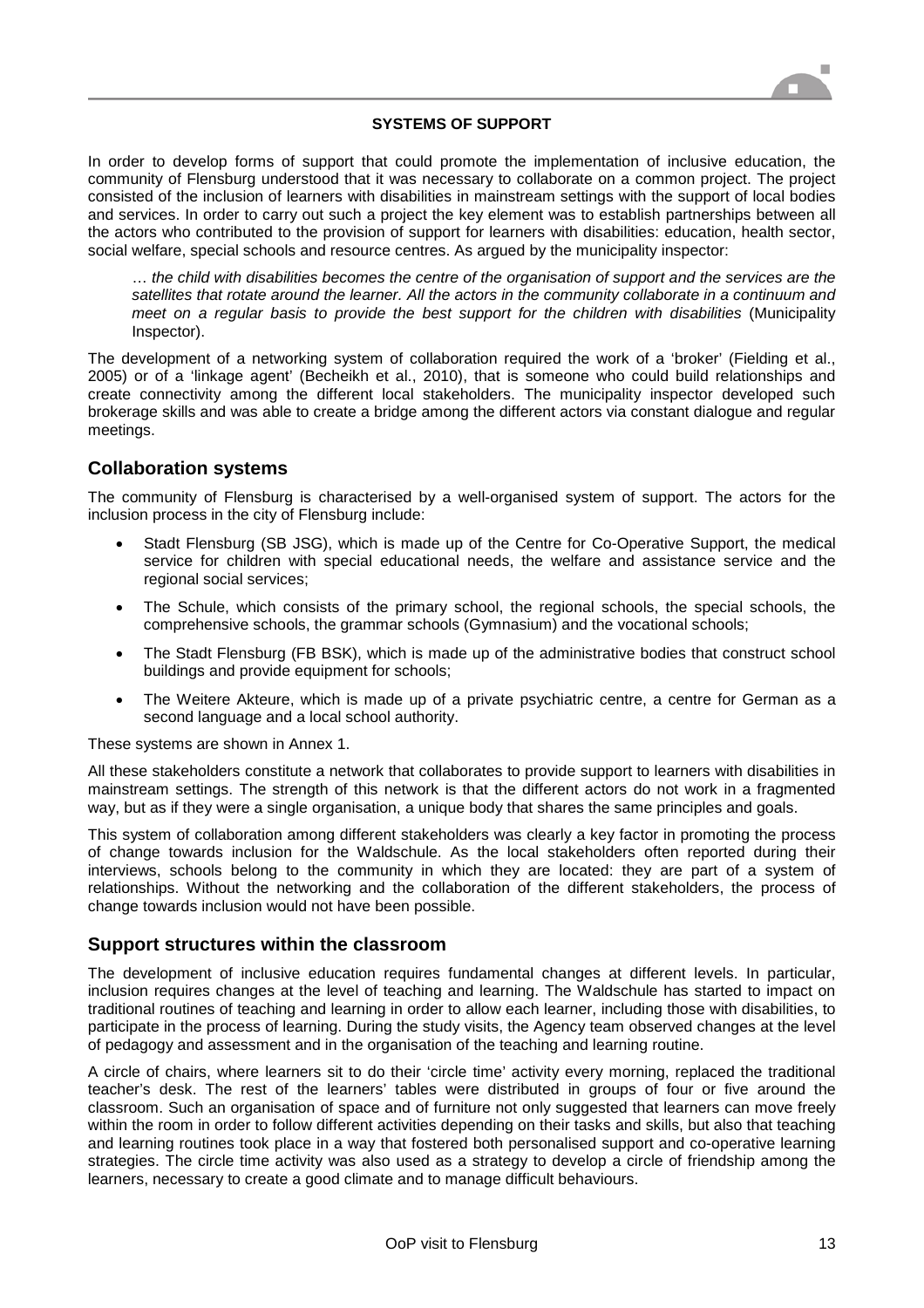# SYSTEMS OF SUPPORT

In order to develop forms of support that could promote the implementation of inclusive education, the community of Flensburg understood that it was necessary to collaborate on a common project. The project consisted of the inclusion of learners with disabilities in mainstream settings with the support of local bodies and services. In order to carry out such a project the key element was to establish partnerships between all the actors who contributed to the provision of support for learners with disabilities: education, health sector, social welfare, special schools and resource centres. As argued by the municipality inspector:

> *… the child with disabilities becomes the centre of the organisation of support and the services are the satellites that rotate around the learner. All the actors in the community collaborate in a continuum and meet on a regular basis to provide the best support for the children with disabilities* (Municipality Inspector).

The development of a networking system of collaboration required the work of a 'broker' (Fielding et al., 2005) or of a 'linkage agent' (Becheikh et al., 2010), that is someone who could build relationships and create connectivity among the different local stakeholders. The municipality inspector developed such brokerage skills and was able to create a bridge among the different actors via constant dialogue and regular meetings.

## Collaboration systems

The community of Flensburg is characterised by a well-organised system of support. The actors for the inclusion process in the city of Flensburg include:

- Stadt Flensburg (SB JSG), which is made up of the Centre for Co-Operative Support, the medical service for children with special educational needs, the welfare and assistance service and the regional social services;
- The Schule, which consists of the primary school, the regional schools, the special schools, the comprehensive schools, the grammar schools (Gymnasium) and the vocational schools;
- The Stadt Flensburg (FB BSK), which is made up of the administrative bodies that construct school buildings and provide equipment for schools;
- The Weitere Akteure, which is made up of a private psychiatric centre, a centre for German as a second language and a local school authority.

These systems are shown in Annex 1.

All these stakeholders constitute a network that collaborates to provide support to learners with disabilities in mainstream settings. The strength of this network is that the different actors do not work in a fragmented way, but as if they were a single organisation, a unique body that shares the same principles and goals.

This system of collaboration among different stakeholders was clearly a key factor in promoting the process of change towards inclusion for the Waldschule. As the local stakeholders often reported during their interviews, schools belong to the community in which they are located: they are part of a system of relationships. Without the networking and the collaboration of the different stakeholders, the process of change towards inclusion would not have been possible.

## Support structures within the classroom

The development of inclusive education requires fundamental changes at different levels. In particular, inclusion requires changes at the level of teaching and learning. The Waldschule has started to impact on traditional routines of teaching and learning in order to allow each learner, including those with disabilities, to participate in the process of learning. During the study visits, the Agency team observed changes at the level of pedagogy and assessment and in the organisation of the teaching and learning routine.

A circle of chairs, where learners sit to do their 'circle time' activity every morning, replaced the traditional teacher's desk. The rest of the learners' tables were distributed in groups of four or five around the classroom. Such an organisation of space and of furniture not only suggested that learners can move freely within the room in order to follow different activities depending on their tasks and skills, but also that teaching and learning routines took place in a way that fostered both personalised support and co-operative learning strategies. The circle time activity was also used as a strategy to develop a circle of friendship among the learners, necessary to create a good climate and to manage difficult behaviours.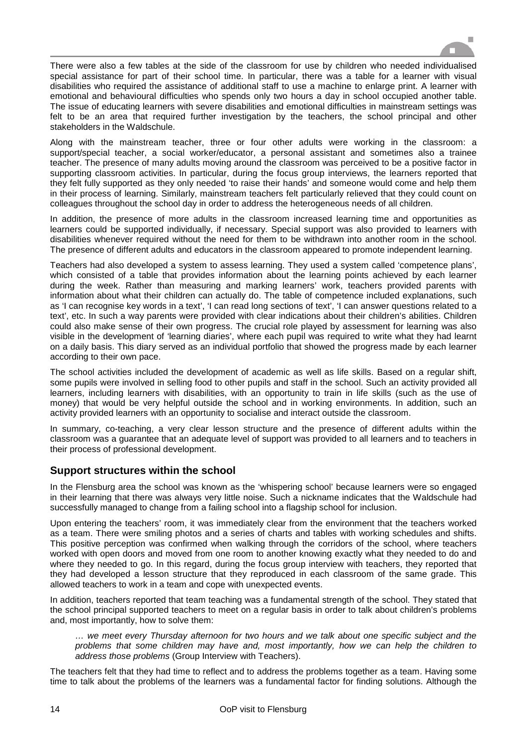There were also a few tables at the side of the classroom for use by children who needed individualised special assistance for part of their school time. In particular, there was a table for a learner with visual disabilities who required the assistance of additional staff to use a machine to enlarge print. A learner with emotional and behavioural difficulties who spends only two hours a day in school occupied another table. The issue of educating learners with severe disabilities and emotional difficulties in mainstream settings was felt to be an area that required further investigation by the teachers, the school principal and other stakeholders in the Waldschule.

Along with the mainstream teacher, three or four other adults were working in the classroom: a support/special teacher, a social worker/educator, a personal assistant and sometimes also a trainee teacher. The presence of many adults moving around the classroom was perceived to be a positive factor in supporting classroom activities. In particular, during the focus group interviews, the learners reported that they felt fully supported as they only needed 'to raise their hands' and someone would come and help them in their process of learning. Similarly, mainstream teachers felt particularly relieved that they could count on colleagues throughout the school day in order to address the heterogeneous needs of all children.

In addition, the presence of more adults in the classroom increased learning time and opportunities as learners could be supported individually, if necessary. Special support was also provided to learners with disabilities whenever required without the need for them to be withdrawn into another room in the school. The presence of different adults and educators in the classroom appeared to promote independent learning.

Teachers had also developed a system to assess learning. They used a system called 'competence plans', which consisted of a table that provides information about the learning points achieved by each learner during the week. Rather than measuring and marking learners' work, teachers provided parents with information about what their children can actually do. The table of competence included explanations, such as 'I can recognise key words in a text', 'I can read long sections of text', 'I can answer questions related to a text', etc. In such a way parents were provided with clear indications about their children's abilities. Children could also make sense of their own progress. The crucial role played by assessment for learning was also visible in the development of 'learning diaries', where each pupil was required to write what they had learnt on a daily basis. This diary served as an individual portfolio that showed the progress made by each learner according to their own pace.

The school activities included the development of academic as well as life skills. Based on a regular shift, some pupils were involved in selling food to other pupils and staff in the school. Such an activity provided all learners, including learners with disabilities, with an opportunity to train in life skills (such as the use of money) that would be very helpful outside the school and in working environments. In addition, such an activity provided learners with an opportunity to socialise and interact outside the classroom.

In summary, co-teaching, a very clear lesson structure and the presence of different adults within the classroom was a guarantee that an adequate level of support was provided to all learners and to teachers in their process of professional development.

## Support structures within the school

In the Flensburg area the school was known as the 'whispering school' because learners were so engaged in their learning that there was always very little noise. Such a nickname indicates that the Waldschule had successfully managed to change from a failing school into a flagship school for inclusion.

Upon entering the teachers' room, it was immediately clear from the environment that the teachers worked as a team. There were smiling photos and a series of charts and tables with working schedules and shifts. This positive perception was confirmed when walking through the corridors of the school, where teachers worked with open doors and moved from one room to another knowing exactly what they needed to do and where they needed to go. In this regard, during the focus group interview with teachers, they reported that they had developed a lesson structure that they reproduced in each classroom of the same grade. This allowed teachers to work in a team and cope with unexpected events.

In addition, teachers reported that team teaching was a fundamental strength of the school. They stated that the school principal supported teachers to meet on a regular basis in order to talk about children's problems and, most importantly, how to solve them:

> *… we meet every Thursday afternoon for two hours and we talk about one specific subject and the problems that some children may have and, most importantly, how we can help the children to address those problems* (Group Interview with Teachers).

The teachers felt that they had time to reflect and to address the problems together as a team. Having some time to talk about the problems of the learners was a fundamental factor for finding solutions. Although the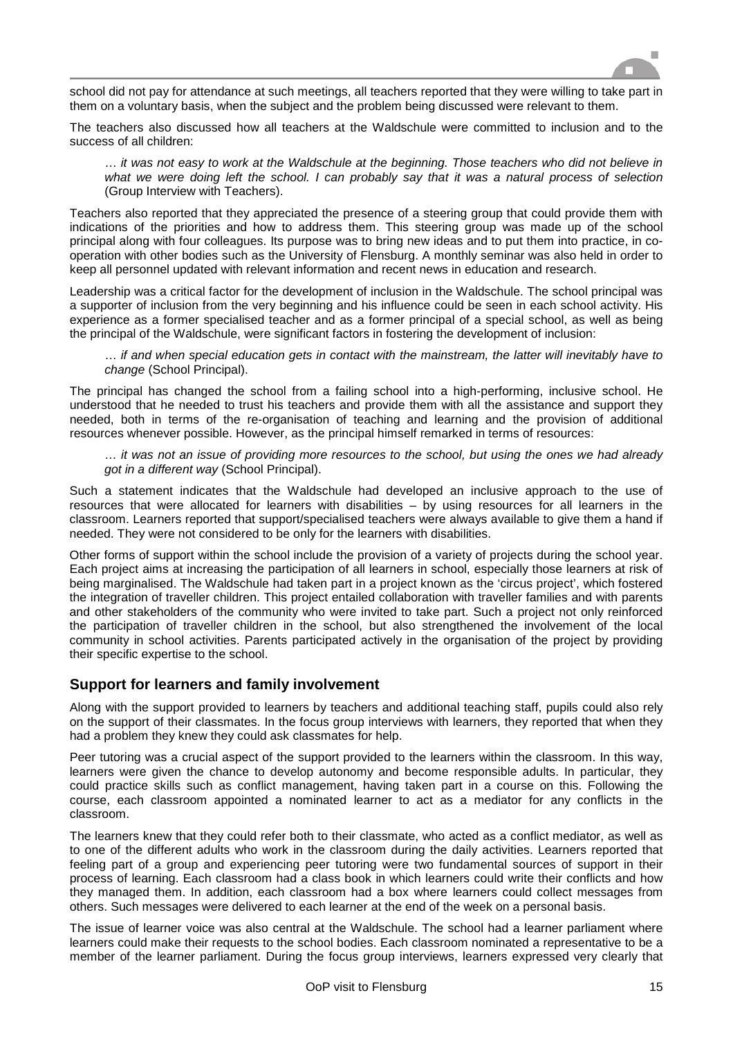school did not pay for attendance at such meetings, all teachers reported that they were willing to take part in them on a voluntary basis, when the subject and the problem being discussed were relevant to them.

The teachers also discussed how all teachers at the Waldschule were committed to inclusion and to the success of all children:

> … *it was not easy to work at the Waldschule at the beginning. Those teachers who did not believe in what we were doing left the school. I can probably say that it was a natural process of selection* (Group Interview with Teachers).

Teachers also reported that they appreciated the presence of a steering group that could provide them with indications of the priorities and how to address them. This steering group was made up of the school principal along with four colleagues. Its purpose was to bring new ideas and to put them into practice, in co-operation with other bodies such as the University of Flensburg. A monthly seminar was also held in order to keep all personnel updated with relevant information and recent news in education and research.

Leadership was a critical factor for the development of inclusion in the Waldschule. The school principal was a supporter of inclusion from the very beginning and his influence could be seen in each school activity. His experience as a former specialised teacher and as a former principal of a special school, as well as being the principal of the Waldschule, were significant factors in fostering the development of inclusion:

> … *if and when special education gets in contact with the mainstream, the latter will inevitably have to change* (School Principal).

The principal has changed the school from a failing school into a high-performing, inclusive school. He understood that he needed to trust his teachers and provide them with all the assistance and support they needed, both in terms of the re-organisation of teaching and learning and the provision of additional resources whenever possible. However, as the principal himself remarked in terms of resources:

> … *it was not an issue of providing more resources to the school, but using the ones we had already got in a different way* (School Principal).

Such a statement indicates that the Waldschule had developed an inclusive approach to the use of resources that were allocated for learners with disabilities – by using resources for all learners in the classroom. Learners reported that support/specialised teachers were always available to give them a hand if needed. They were not considered to be only for the learners with disabilities.

Other forms of support within the school include the provision of a variety of projects during the school year. Each project aims at increasing the participation of all learners in school, especially those learners at risk of being marginalised. The Waldschule had taken part in a project known as the 'circus project', which fostered the integration of traveller children. This project entailed collaboration with traveller families and with parents and other stakeholders of the community who were invited to take part. Such a project not only reinforced the participation of traveller children in the school, but also strengthened the involvement of the local community in school activities. Parents participated actively in the organisation of the project by providing their specific expertise to the school.

## Support for learners and family involvement

Along with the support provided to learners by teachers and additional teaching staff, pupils could also rely on the support of their classmates. In the focus group interviews with learners, they reported that when they had a problem they knew they could ask classmates for help.

Peer tutoring was a crucial aspect of the support provided to the learners within the classroom. In this way, learners were given the chance to develop autonomy and become responsible adults. In particular, they could practice skills such as conflict management, having taken part in a course on this. Following the course, each classroom appointed a nominated learner to act as a mediator for any conflicts in the classroom.

The learners knew that they could refer both to their classmate, who acted as a conflict mediator, as well as to one of the different adults who work in the classroom during the daily activities. Learners reported that feeling part of a group and experiencing peer tutoring were two fundamental sources of support in their process of learning. Each classroom had a class book in which learners could write their conflicts and how they managed them. In addition, each classroom had a box where learners could collect messages from others. Such messages were delivered to each learner at the end of the week on a personal basis.

The issue of learner voice was also central at the Waldschule. The school had a learner parliament where learners could make their requests to the school bodies. Each classroom nominated a representative to be a member of the learner parliament. During the focus group interviews, learners expressed very clearly that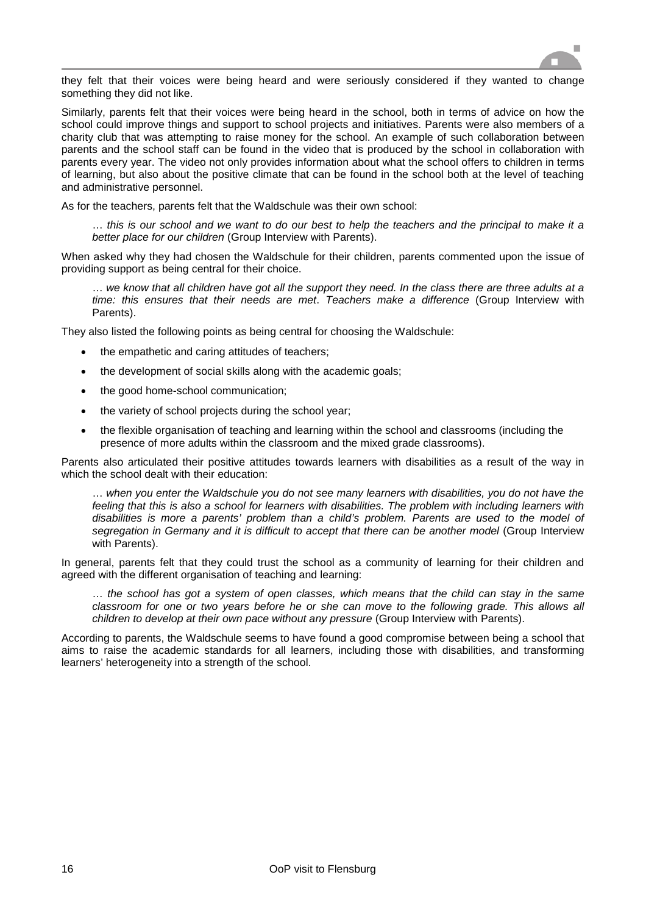they felt that their voices were being heard and were seriously considered if they wanted to change something they did not like.

Similarly, parents felt that their voices were being heard in the school, both in terms of advice on how the school could improve things and support to school projects and initiatives. Parents were also members of a charity club that was attempting to raise money for the school. An example of such collaboration between parents and the school staff can be found in the video that is produced by the school in collaboration with parents every year. The video not only provides information about what the school offers to children in terms of learning, but also about the positive climate that can be found in the school both at the level of teaching and administrative personnel.

As for the teachers, parents felt that the Waldschule was their own school:

> *… this is our school and we want to do our best to help the teachers and the principal to make it a better place for our children* (Group Interview with Parents).

When asked why they had chosen the Waldschule for their children, parents commented upon the issue of providing support as being central for their choice.

> *… we know that all children have got all the support they need. In the class there are three adults at a time: this ensures that their needs are met*. *Teachers make a difference* (Group Interview with Parents).

They also listed the following points as being central for choosing the Waldschule:

- the empathetic and caring attitudes of teachers;
- the development of social skills along with the academic goals;
- the good home-school communication;
- the variety of school projects during the school year;
- the flexible organisation of teaching and learning within the school and classrooms (including the presence of more adults within the classroom and the mixed grade classrooms).

Parents also articulated their positive attitudes towards learners with disabilities as a result of the way in which the school dealt with their education:

> *… when you enter the Waldschule you do not see many learners with disabilities, you do not have the feeling that this is also a school for learners with disabilities. The problem with including learners with disabilities is more a parents' problem than a child's problem. Parents are used to the model of segregation in Germany and it is difficult to accept that there can be another model* (Group Interview with Parents).

In general, parents felt that they could trust the school as a community of learning for their children and agreed with the different organisation of teaching and learning:

> *… the school has got a system of open classes, which means that the child can stay in the same classroom for one or two years before he or she can move to the following grade. This allows all children to develop at their own pace without any pressure* (Group Interview with Parents).

According to parents, the Waldschule seems to have found a good compromise between being a school that aims to raise the academic standards for all learners, including those with disabilities, and transforming learners' heterogeneity into a strength of the school.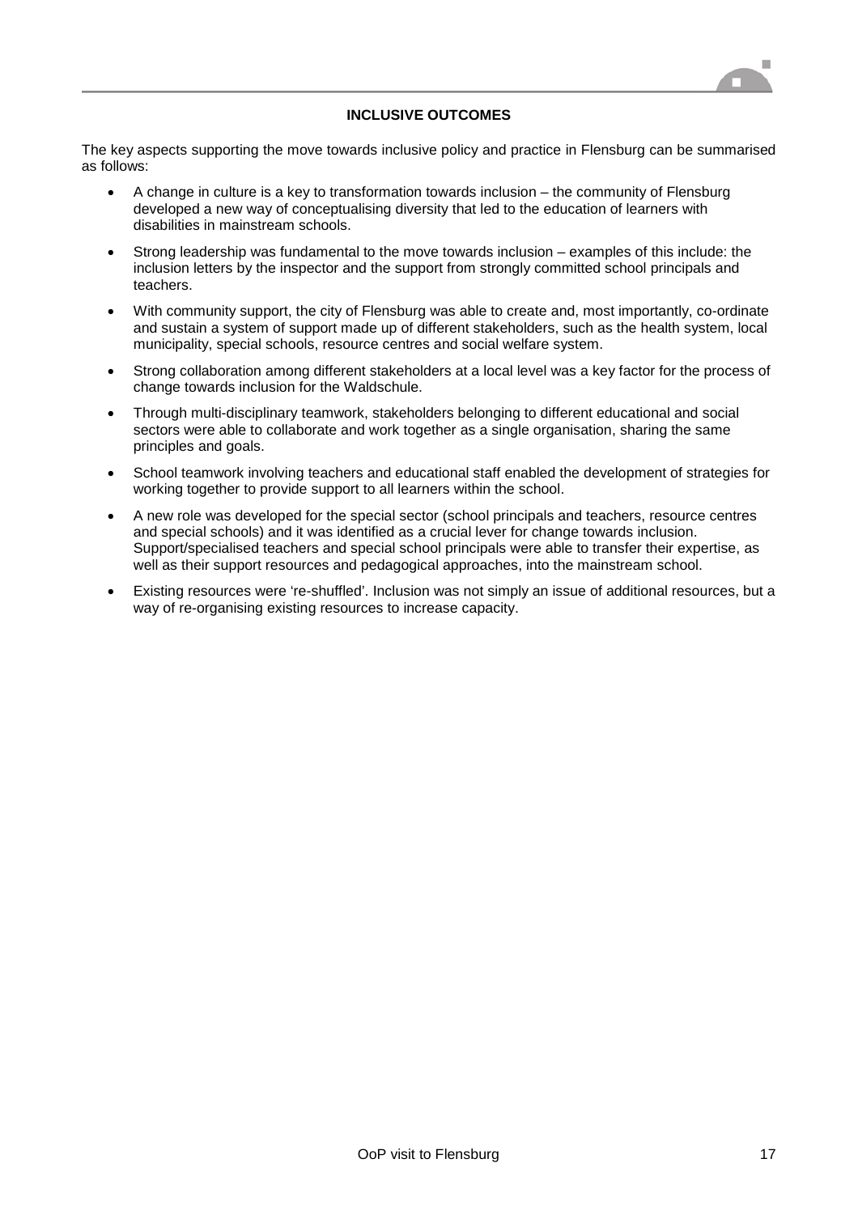## INCLUSIVE OUTCOMES

The key aspects supporting the move towards inclusive policy and practice in Flensburg can be summarised as follows:

- A change in culture is a key to transformation towards inclusion – the community of Flensburg developed a new way of conceptualising diversity that led to the education of learners with disabilities in mainstream schools.
- Strong leadership was fundamental to the move towards inclusion – examples of this include: the inclusion letters by the inspector and the support from strongly committed school principals and teachers.
- With community support, the city of Flensburg was able to create and, most importantly, co-ordinate and sustain a system of support made up of different stakeholders, such as the health system, local municipality, special schools, resource centres and social welfare system.
- Strong collaboration among different stakeholders at a local level was a key factor for the process of change towards inclusion for the Waldschule.
- Through multi-disciplinary teamwork, stakeholders belonging to different educational and social sectors were able to collaborate and work together as a single organisation, sharing the same principles and goals.
- School teamwork involving teachers and educational staff enabled the development of strategies for working together to provide support to all learners within the school.
- A new role was developed for the special sector (school principals and teachers, resource centres and special schools) and it was identified as a crucial lever for change towards inclusion. Support/specialised teachers and special school principals were able to transfer their expertise, as well as their support resources and pedagogical approaches, into the mainstream school.
- Existing resources were 're-shuffled'. Inclusion was not simply an issue of additional resources, but a way of re-organising existing resources to increase capacity.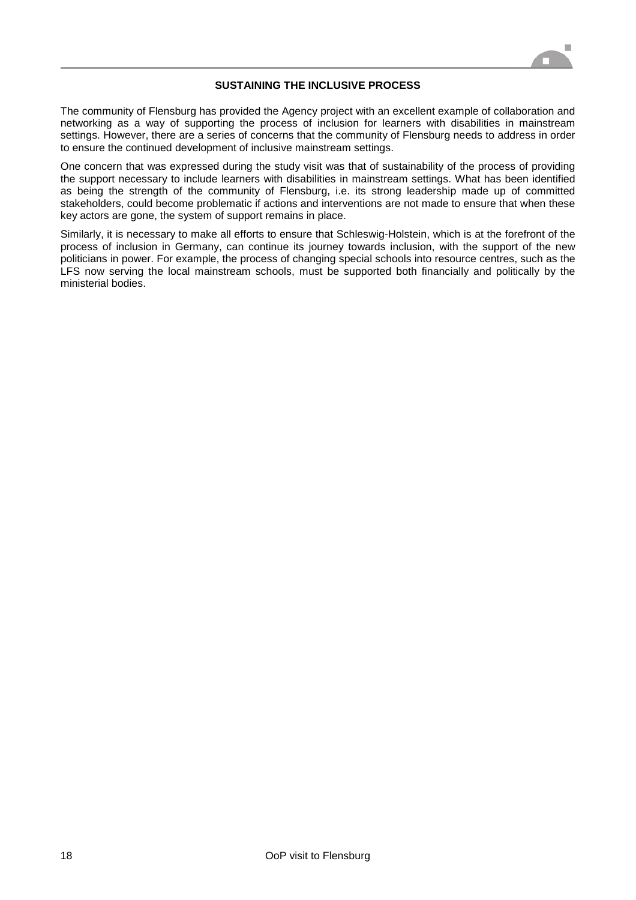## SUSTAINING THE INCLUSIVE PROCESS

The community of Flensburg has provided the Agency project with an excellent example of collaboration and networking as a way of supporting the process of inclusion for learners with disabilities in mainstream settings. However, there are a series of concerns that the community of Flensburg needs to address in order to ensure the continued development of inclusive mainstream settings.

One concern that was expressed during the study visit was that of sustainability of the process of providing the support necessary to include learners with disabilities in mainstream settings. What has been identified as being the strength of the community of Flensburg, i.e. its strong leadership made up of committed stakeholders, could become problematic if actions and interventions are not made to ensure that when these key actors are gone, the system of support remains in place.

Similarly, it is necessary to make all efforts to ensure that Schleswig-Holstein, which is at the forefront of the process of inclusion in Germany, can continue its journey towards inclusion, with the support of the new politicians in power. For example, the process of changing special schools into resource centres, such as the LFS now serving the local mainstream schools, must be supported both financially and politically by the ministerial bodies.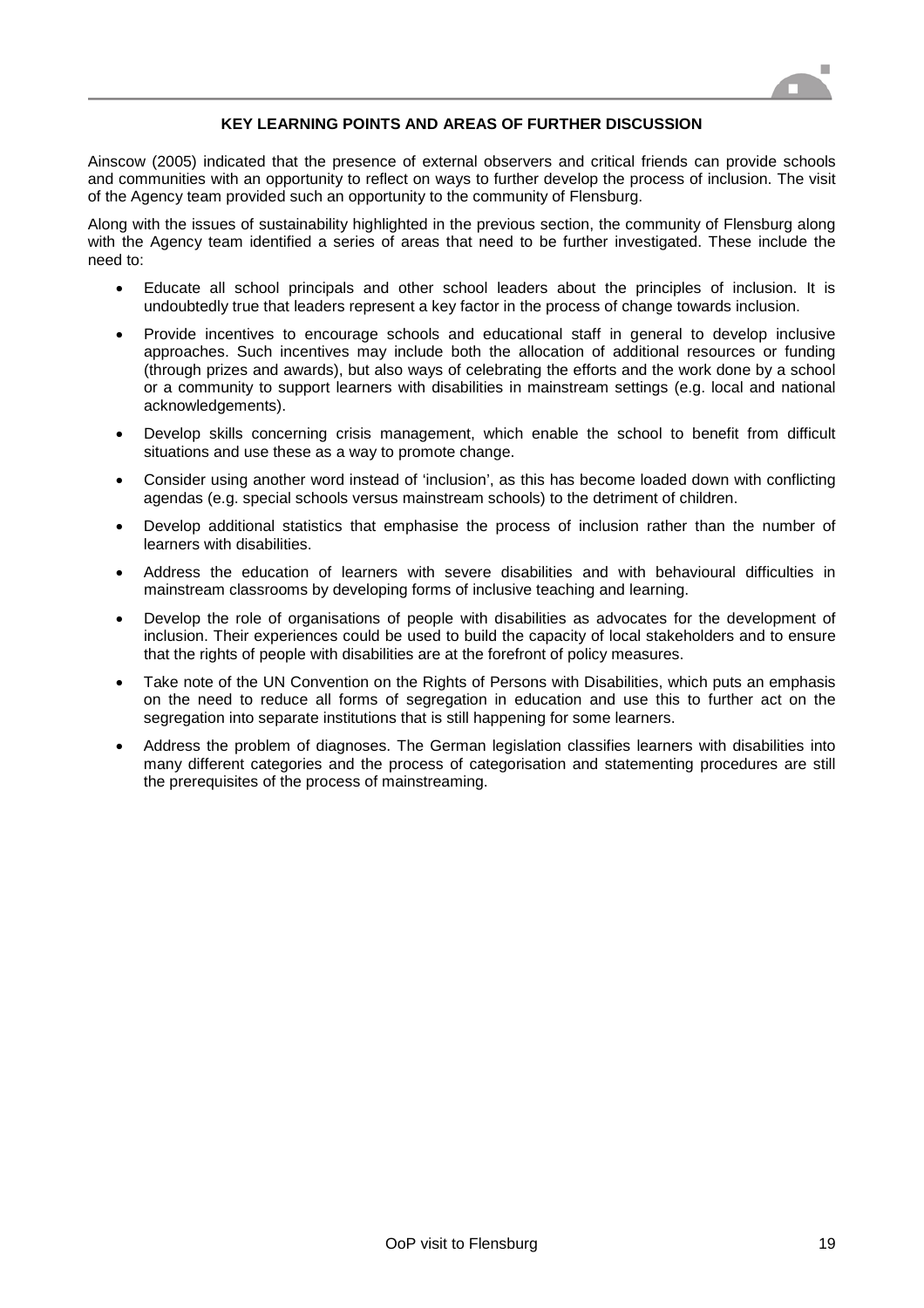## KEY LEARNING POINTS AND AREAS OF FURTHER DISCUSSION

Ainscow (2005) indicated that the presence of external observers and critical friends can provide schools and communities with an opportunity to reflect on ways to further develop the process of inclusion. The visit of the Agency team provided such an opportunity to the community of Flensburg.

Along with the issues of sustainability highlighted in the previous section, the community of Flensburg along with the Agency team identified a series of areas that need to be further investigated. These include the need to:

- Educate all school principals and other school leaders about the principles of inclusion. It is undoubtedly true that leaders represent a key factor in the process of change towards inclusion.
- Provide incentives to encourage schools and educational staff in general to develop inclusive approaches. Such incentives may include both the allocation of additional resources or funding (through prizes and awards), but also ways of celebrating the efforts and the work done by a school or a community to support learners with disabilities in mainstream settings (e.g. local and national acknowledgements).
- Develop skills concerning crisis management, which enable the school to benefit from difficult situations and use these as a way to promote change.
- Consider using another word instead of 'inclusion', as this has become loaded down with conflicting agendas (e.g. special schools versus mainstream schools) to the detriment of children.
- Develop additional statistics that emphasise the process of inclusion rather than the number of learners with disabilities.
- Address the education of learners with severe disabilities and with behavioural difficulties in mainstream classrooms by developing forms of inclusive teaching and learning.
- Develop the role of organisations of people with disabilities as advocates for the development of inclusion. Their experiences could be used to build the capacity of local stakeholders and to ensure that the rights of people with disabilities are at the forefront of policy measures.
- Take note of the UN Convention on the Rights of Persons with Disabilities, which puts an emphasis on the need to reduce all forms of segregation in education and use this to further act on the segregation into separate institutions that is still happening for some learners.
- Address the problem of diagnoses. The German legislation classifies learners with disabilities into many different categories and the process of categorisation and statementing procedures are still the prerequisites of the process of mainstreaming.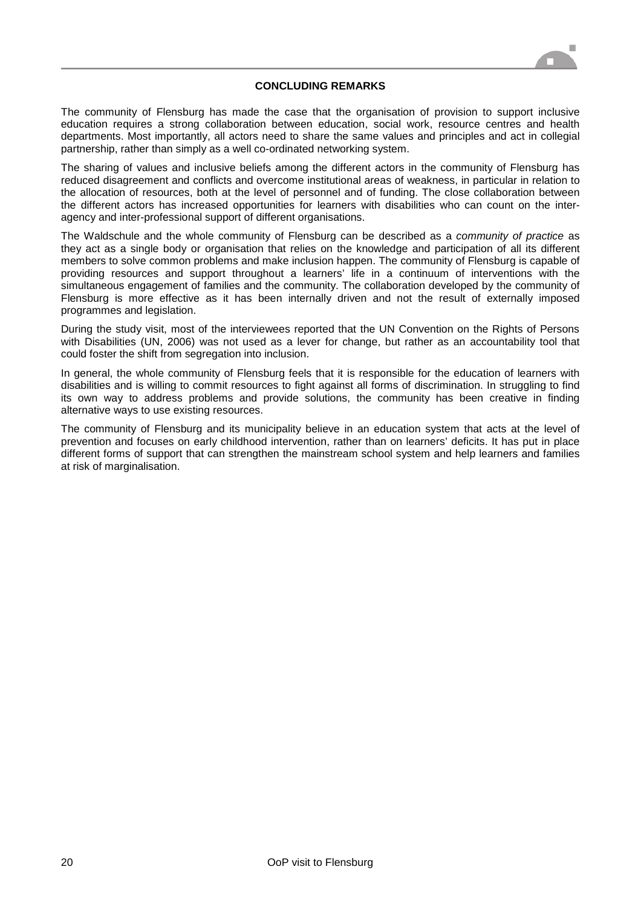## CONCLUDING REMARKS

The community of Flensburg has made the case that the organisation of provision to support inclusive education requires a strong collaboration between education, social work, resource centres and health departments. Most importantly, all actors need to share the same values and principles and act in collegial partnership, rather than simply as a well co-ordinated networking system.

The sharing of values and inclusive beliefs among the different actors in the community of Flensburg has reduced disagreement and conflicts and overcome institutional areas of weakness, in particular in relation to the allocation of resources, both at the level of personnel and of funding. The close collaboration between the different actors has increased opportunities for learners with disabilities who can count on the inter-agency and inter-professional support of different organisations.

The Waldschule and the whole community of Flensburg can be described as a *community of practice* as they act as a single body or organisation that relies on the knowledge and participation of all its different members to solve common problems and make inclusion happen. The community of Flensburg is capable of providing resources and support throughout a learners' life in a continuum of interventions with the simultaneous engagement of families and the community. The collaboration developed by the community of Flensburg is more effective as it has been internally driven and not the result of externally imposed programmes and legislation.

During the study visit, most of the interviewees reported that the UN Convention on the Rights of Persons with Disabilities (UN, 2006) was not used as a lever for change, but rather as an accountability tool that could foster the shift from segregation into inclusion.

In general, the whole community of Flensburg feels that it is responsible for the education of learners with disabilities and is willing to commit resources to fight against all forms of discrimination. In struggling to find its own way to address problems and provide solutions, the community has been creative in finding alternative ways to use existing resources.

The community of Flensburg and its municipality believe in an education system that acts at the level of prevention and focuses on early childhood intervention, rather than on learners' deficits. It has put in place different forms of support that can strengthen the mainstream school system and help learners and families at risk of marginalisation.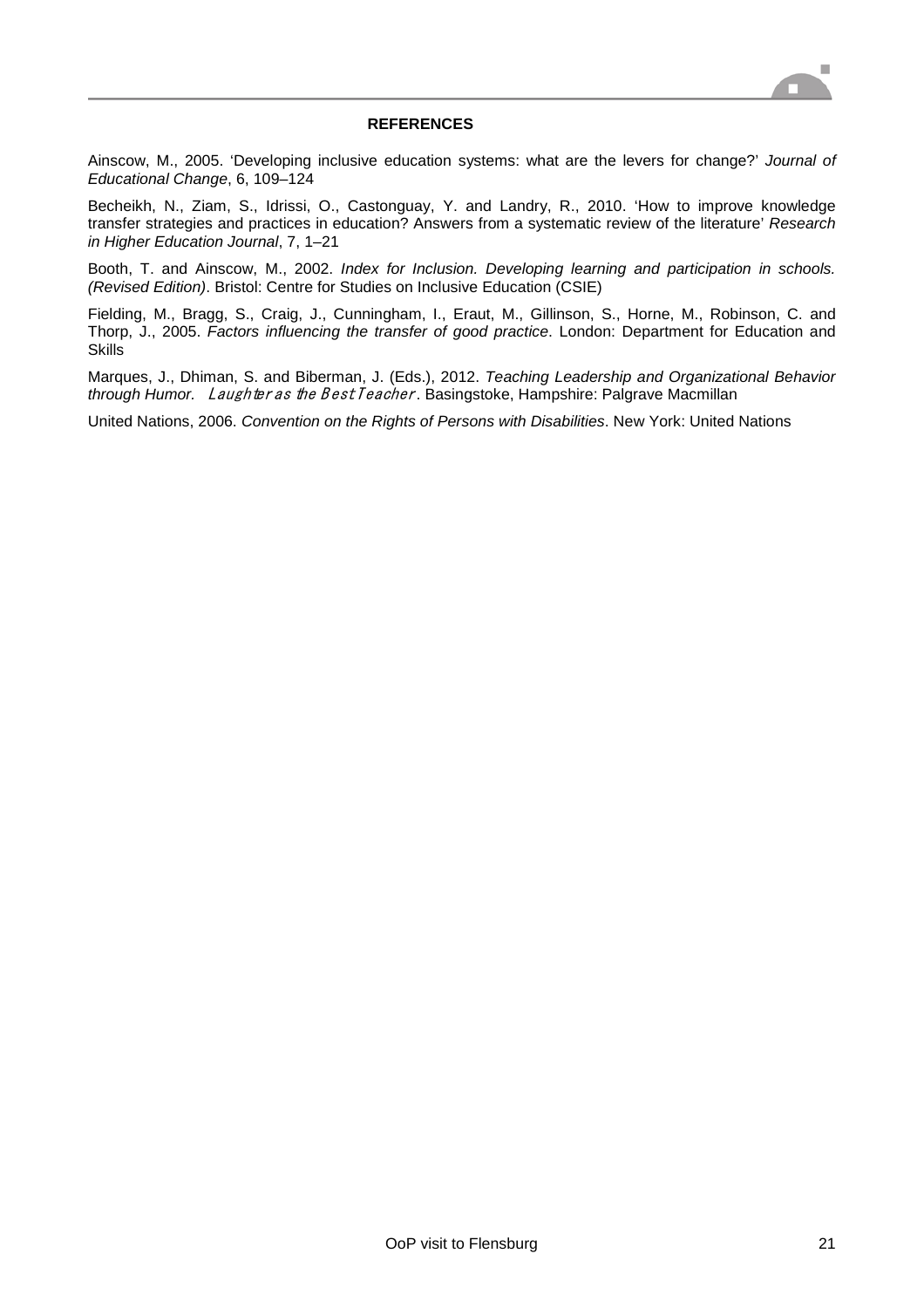## REFERENCES

Ainscow, M., 2005. 'Developing inclusive education systems: what are the levers for change?' *Journal of Educational Change*, 6, 109–124

Becheikh, N., Ziam, S., Idrissi, O., Castonguay, Y. and Landry, R., 2010. 'How to improve knowledge transfer strategies and practices in education? Answers from a systematic review of the literature' *Research in Higher Education Journal*, 7, 1–21

Booth, T. and Ainscow, M., 2002. *Index for Inclusion. Developing learning and participation in schools. (Revised Edition)*. Bristol: Centre for Studies on Inclusive Education (CSIE)

Fielding, M., Bragg, S., Craig, J., Cunningham, I., Eraut, M., Gillinson, S., Horne, M., Robinson, C. and Thorp, J., 2005. *Factors influencing the transfer of good practice*. London: Department for Education and Skills

Marques, J., Dhiman, S. and Biberman, J. (Eds.), 2012. *Teaching Leadership and Organizational Behavior through Humor. Laughter as the Best Teacher*. Basingstoke, Hampshire: Palgrave Macmillan

United Nations, 2006. *Convention on the Rights of Persons with Disabilities*. New York: United Nations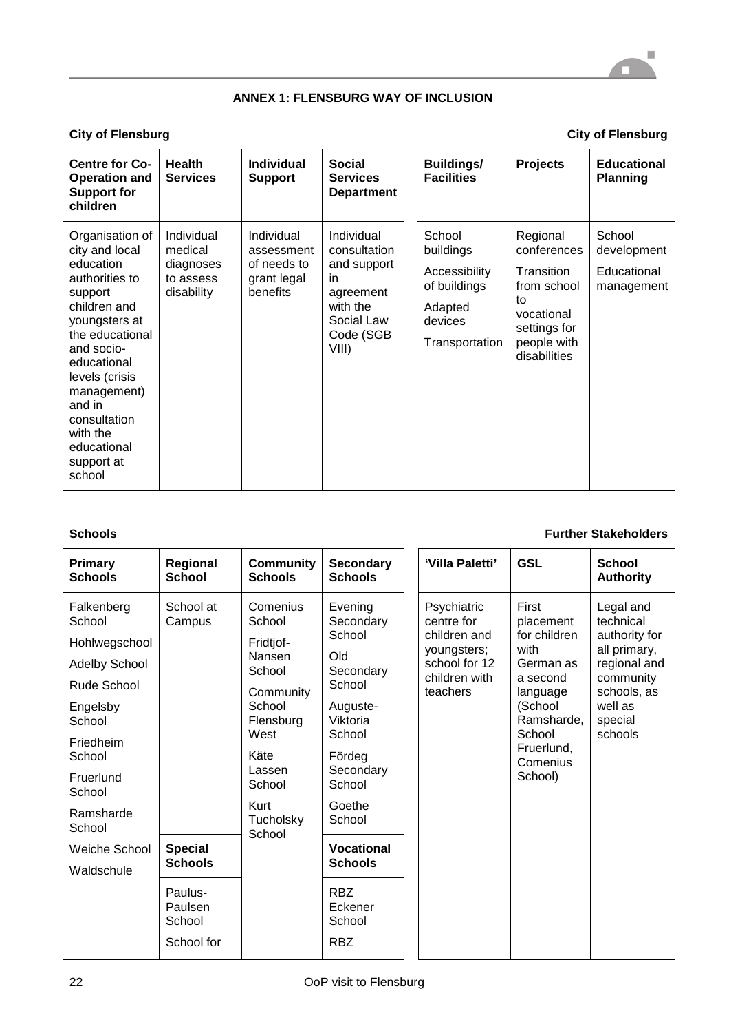### ANNEX 1: FLENSBURG WAY OF INCLUSION

**City of Flensburg**

| Centre for Co-Operation and Support for children | Health Services | Individual Support | Social Services Department |
|---|---|---|---|
| Organisation of city and local education authorities to support children and youngsters at the educational and socio-educational levels (crisis management) and in consultation with the educational support at school | Individual medical diagnoses to assess disability | Individual assessment of needs to grant legal benefits | Individual consultation and support in agreement with the Social Law Code (SGB VIII) |

**City of Flensburg**

| Buildings/ Facilities | Projects | Educational Planning |
|---|---|---|
| School buildings<br>Accessibility of buildings<br>Adapted devices<br>Transportation | Regional conferences<br>Transition from school to vocational settings for people with disabilities | School development<br>Educational management |

**Schools**

| Primary Schools | Regional School | Community Schools | Secondary Schools |
|---|---|---|---|
| Falkenberg School<br>Hohlwegschool<br>Adelby School<br>Rude School<br>Engelsby School<br>Friedheim School<br>Fruerlund School<br>Ramsharde School<br>Weiche School<br>Waldschule | School at Campus | Comenius School<br>Fridtjof-Nansen School<br>Community School Flensburg West<br>Käte Lassen School<br>Kurt Tucholsky School | Evening Secondary School<br>Old Secondary School<br>Auguste-Viktoria School<br>Fördeg Secondary School<br>Goethe School |
| | **Special Schools** | | **Vocational Schools** |
| | Paulus-Paulsen School<br>School for | | RBZ Eckener School<br>RBZ |

**Further Stakeholders**

| 'Villa Paletti' | GSL | School Authority |
|---|---|---|
| Psychiatric centre for children and youngsters; school for 12 children with teachers | First placement for children with German as a second language (School Ramsharde, School Fruerlund, Comenius School) | Legal and technical authority for all primary, regional and community schools, as well as special schools |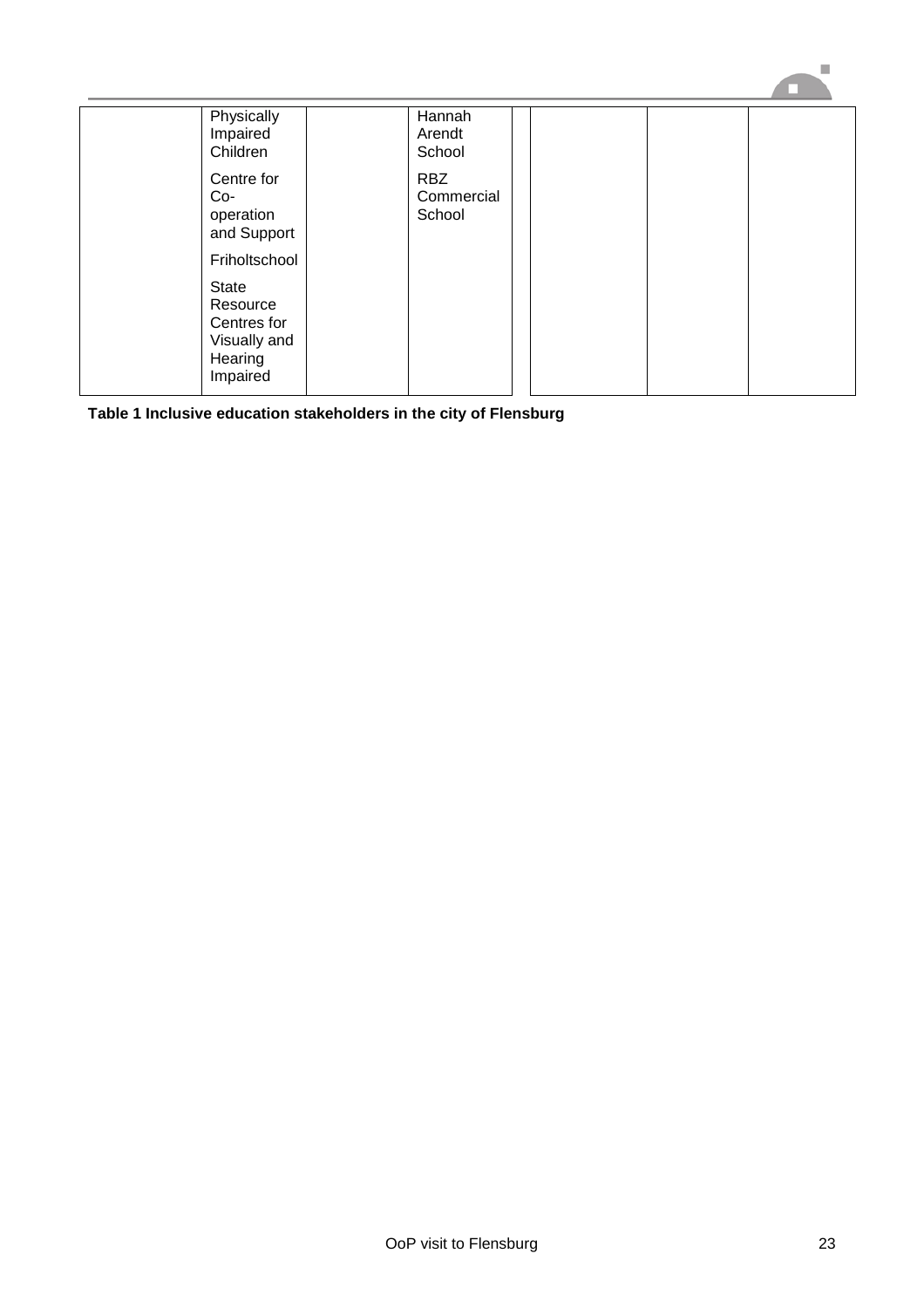| | | | | | | |
|---|---|---|---|---|---|---|
| | Physically Impaired Children<br><br>Centre for Co-operation and Support<br><br>Friholtschool<br><br>State Resource Centres for Visually and Hearing Impaired | | Hannah Arendt School<br><br>RBZ Commercial School | | | |

**Table 1 Inclusive education stakeholders in the city of Flensburg**